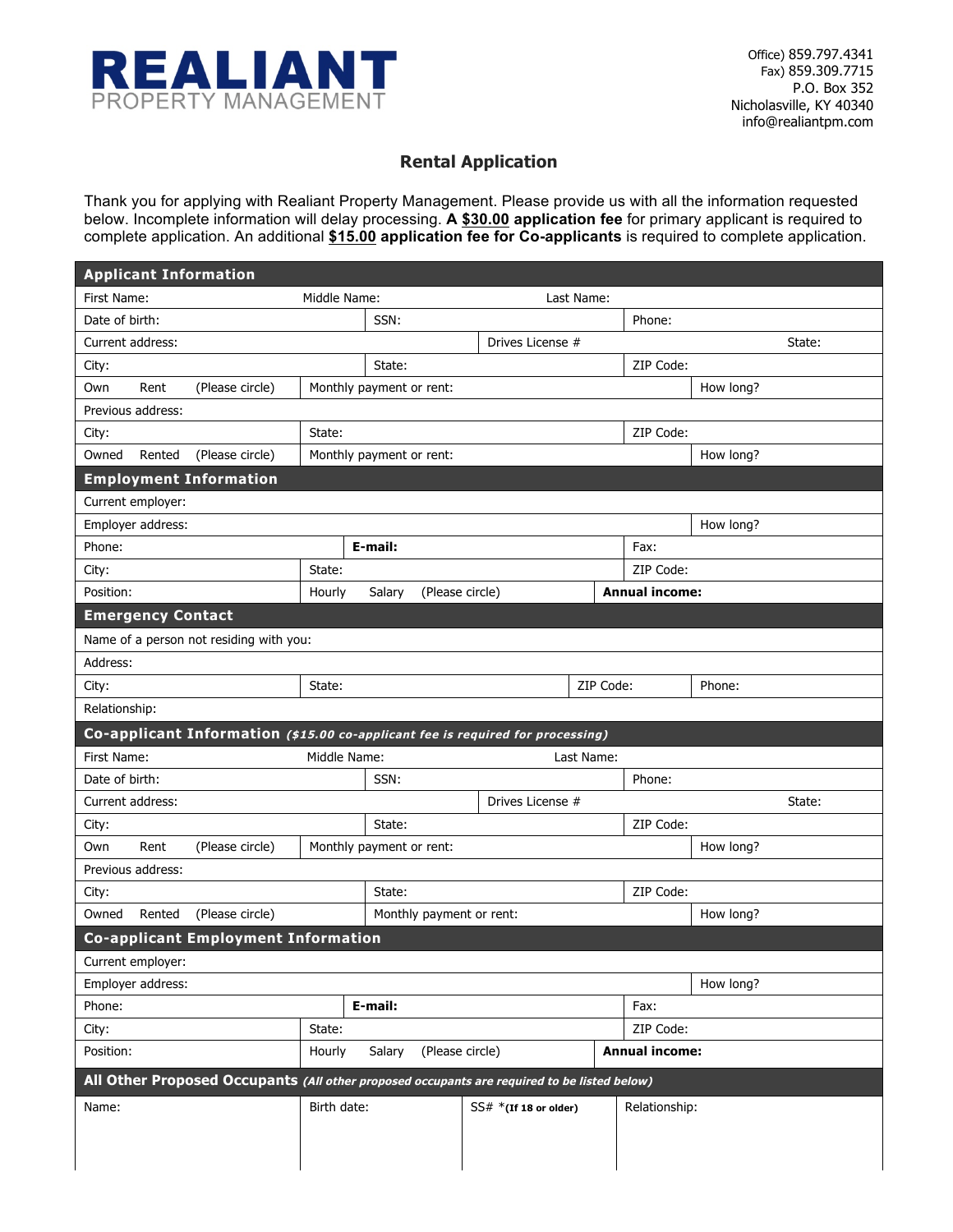# REALIANT
PROPERTY MANAGEMENT

Office) 859.797.4341
Fax) 859.309.7715
P.O. Box 352
Nicholasville, KY 40340
info@realiantpm.com

## Rental Application

Thank you for applying with Realiant Property Management. Please provide us with all the information requested below. Incomplete information will delay processing. **A $30.00 application fee** for primary applicant is required to complete application. An additional **$15.00 application fee for Co-applicants** is required to complete application.

### Applicant Information

| | | | |
|---|---|---|---|
| First Name: | Middle Name: | Last Name: | |
| Date of birth: | SSN: | Phone: | |
| Current address: | Drives License # | State: | |
| City: | State: | ZIP Code: | |
| Own Rent (Please circle) | Monthly payment or rent: | How long? | |
| Previous address: | | | |
| City: | State: | ZIP Code: | |
| Owned Rented (Please circle) | Monthly payment or rent: | How long? | |

### Employment Information

| | | | |
|---|---|---|---|
| Current employer: | | | |
| Employer address: | | How long? | |
| Phone: | **E-mail:** | Fax: | |
| City: | State: | ZIP Code: | |
| Position: | Hourly Salary (Please circle) | **Annual income:** | |

### Emergency Contact

| | | | |
|---|---|---|---|
| Name of a person not residing with you: | | | |
| Address: | | | |
| City: | State: | ZIP Code: | Phone: |
| Relationship: | | | |

### Co-applicant Information *($15.00 co-applicant fee is required for processing)*

| | | | |
|---|---|---|---|
| First Name: | Middle Name: | Last Name: | |
| Date of birth: | SSN: | Phone: | |
| Current address: | Drives License # | State: | |
| City: | State: | ZIP Code: | |
| Own Rent (Please circle) | Monthly payment or rent: | How long? | |
| Previous address: | | | |
| City: | State: | ZIP Code: | |
| Owned Rented (Please circle) | Monthly payment or rent: | How long? | |

### Co-applicant Employment Information

| | | | |
|---|---|---|---|
| Current employer: | | | |
| Employer address: | | How long? | |
| Phone: | **E-mail:** | Fax: | |
| City: | State: | ZIP Code: | |
| Position: | Hourly Salary (Please circle) | **Annual income:** | |

### All Other Proposed Occupants *(All other proposed occupants are required to be listed below)*

| Name: | Birth date: | SS# ***(If 18 or older)** | Relationship: |
|---|---|---|---|
| | | | |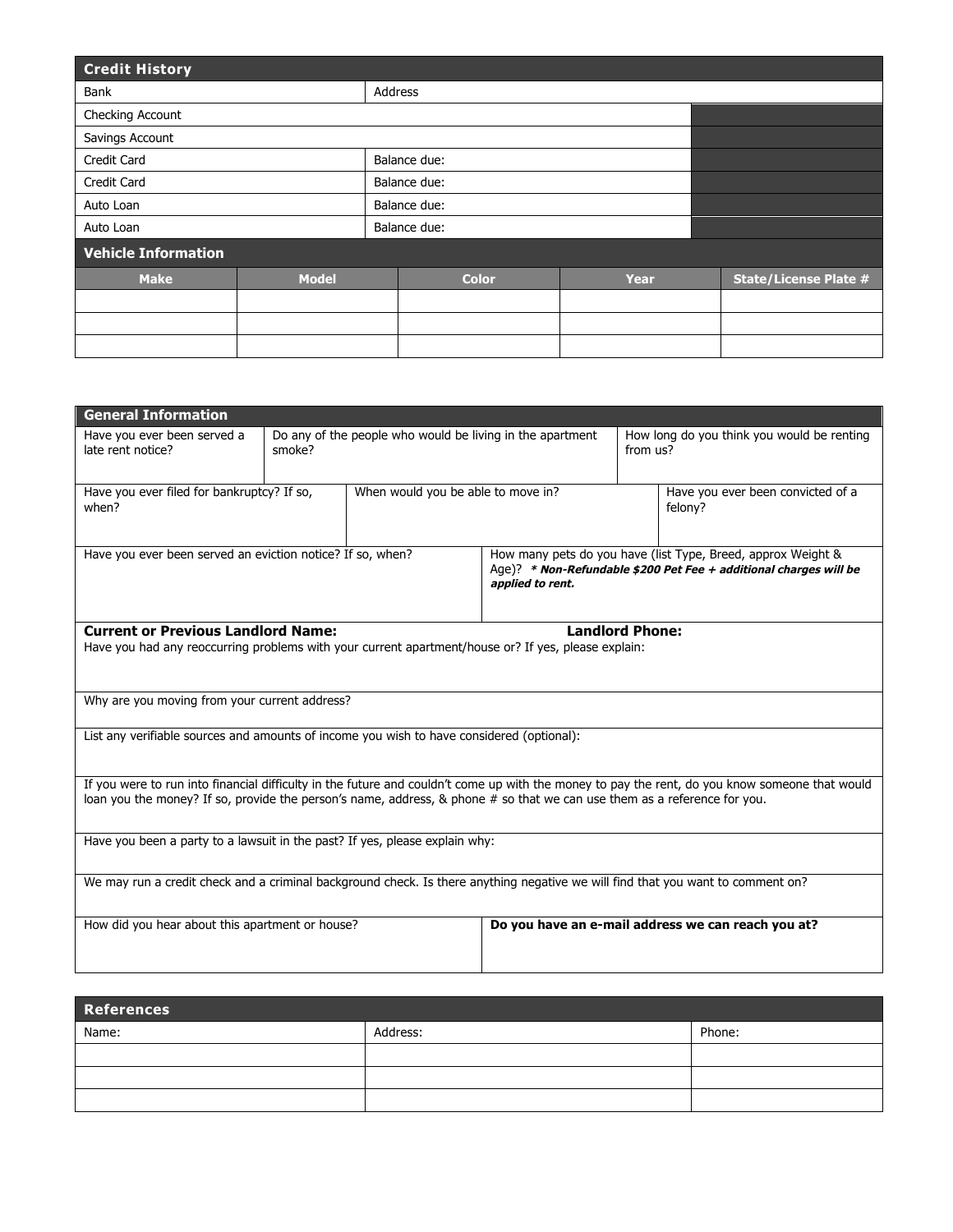## Credit History

| Bank | Address | |
|---|---|---|
| Checking Account | | |
| Savings Account | | |
| Credit Card | Balance due: | |
| Credit Card | Balance due: | |
| Auto Loan | Balance due: | |
| Auto Loan | Balance due: | |

## Vehicle Information

| Make | Model | Color | Year | State/License Plate # |
|---|---|---|---|---|
| | | | | |
| | | | | |
| | | | | |

## General Information

| Have you ever been served a late rent notice? | Do any of the people who would be living in the apartment smoke? | How long do you think you would be renting from us? |
|---|---|---|

| Have you ever filed for bankruptcy? If so, when? | When would you be able to move in? | Have you ever been convicted of a felony? |
|---|---|---|

| Have you ever been served an eviction notice? If so, when? | How many pets do you have (list Type, Breed, approx Weight & Age)? ***\* Non-Refundable $200 Pet Fee + additional charges will be applied to rent.*** |
|---|---|

**Current or Previous Landlord Name:** **Landlord Phone:**

Have you had any reoccurring problems with your current apartment/house or? If yes, please explain:

Why are you moving from your current address?

List any verifiable sources and amounts of income you wish to have considered (optional):

If you were to run into financial difficulty in the future and couldn't come up with the money to pay the rent, do you know someone that would loan you the money? If so, provide the person's name, address, & phone # so that we can use them as a reference for you.

Have you been a party to a lawsuit in the past? If yes, please explain why:

We may run a credit check and a criminal background check. Is there anything negative we will find that you want to comment on?

| How did you hear about this apartment or house? | **Do you have an e-mail address we can reach you at?** |
|---|---|

## References

| Name: | Address: | Phone: |
|---|---|---|
| | | |
| | | |
| | | |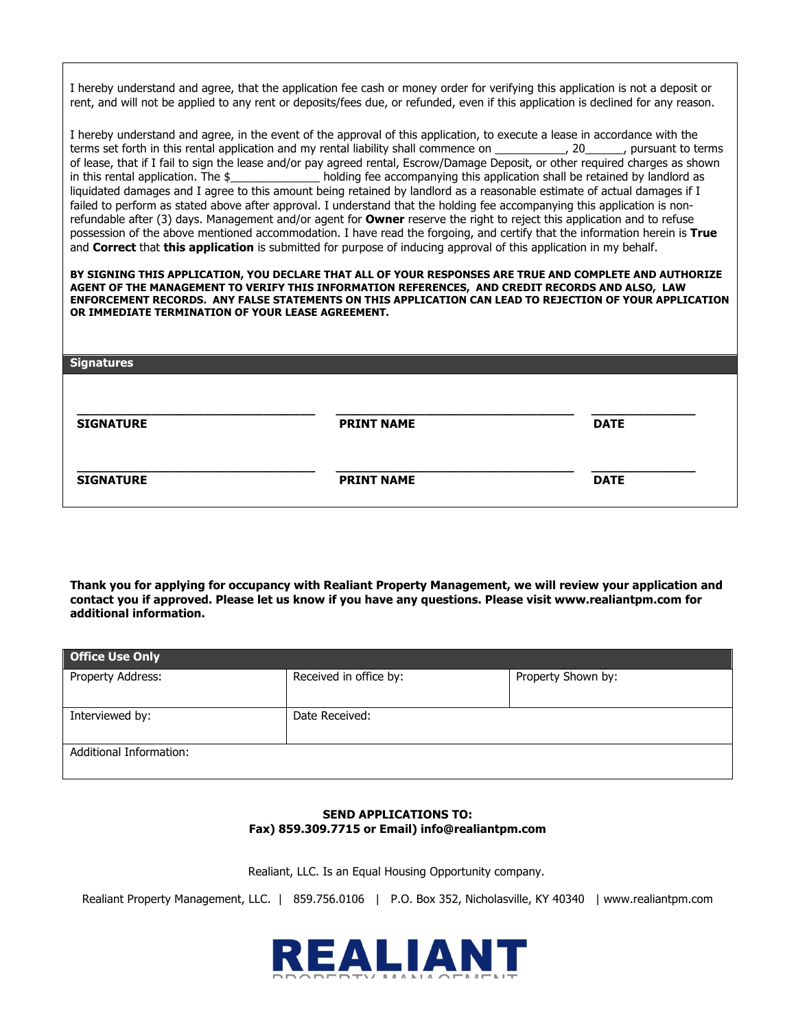I hereby understand and agree, that the application fee cash or money order for verifying this application is not a deposit or rent, and will not be applied to any rent or deposits/fees due, or refunded, even if this application is declined for any reason.

I hereby understand and agree, in the event of the approval of this application, to execute a lease in accordance with the terms set forth in this rental application and my rental liability shall commence on ___________, 20______, pursuant to terms of lease, that if I fail to sign the lease and/or pay agreed rental, Escrow/Damage Deposit, or other required charges as shown in this rental application. The $______________ holding fee accompanying this application shall be retained by landlord as liquidated damages and I agree to this amount being retained by landlord as a reasonable estimate of actual damages if I failed to perform as stated above after approval. I understand that the holding fee accompanying this application is non-refundable after (3) days. Management and/or agent for **Owner** reserve the right to reject this application and to refuse possession of the above mentioned accommodation. I have read the forgoing, and certify that the information herein is **True** and **Correct** that **this application** is submitted for purpose of inducing approval of this application in my behalf.

**BY SIGNING THIS APPLICATION, YOU DECLARE THAT ALL OF YOUR RESPONSES ARE TRUE AND COMPLETE AND AUTHORIZE AGENT OF THE MANAGEMENT TO VERIFY THIS INFORMATION REFERENCES, AND CREDIT RECORDS AND ALSO, LAW ENFORCEMENT RECORDS. ANY FALSE STATEMENTS ON THIS APPLICATION CAN LEAD TO REJECTION OF YOUR APPLICATION OR IMMEDIATE TERMINATION OF YOUR LEASE AGREEMENT.**

## Signatures

| **SIGNATURE** | **PRINT NAME** | **DATE** |
|---|---|---|
| ______________________ | ______________________ | ____________ |
| ______________________ | ______________________ | ____________ |

**Thank you for applying for occupancy with Realiant Property Management, we will review your application and contact you if approved. Please let us know if you have any questions. Please visit www.realiantpm.com for additional information.**

## Office Use Only

| Property Address: | Received in office by: | Property Shown by: |
|---|---|---|
| Interviewed by: | Date Received: | |
| Additional Information: | | |

**SEND APPLICATIONS TO:**
**Fax) 859.309.7715 or Email) info@realiantpm.com**

Realiant, LLC. Is an Equal Housing Opportunity company.

Realiant Property Management, LLC. | 859.756.0106 | P.O. Box 352, Nicholasville, KY 40340 | www.realiantpm.com

**REALIANT**
PROPERTY MANAGEMENT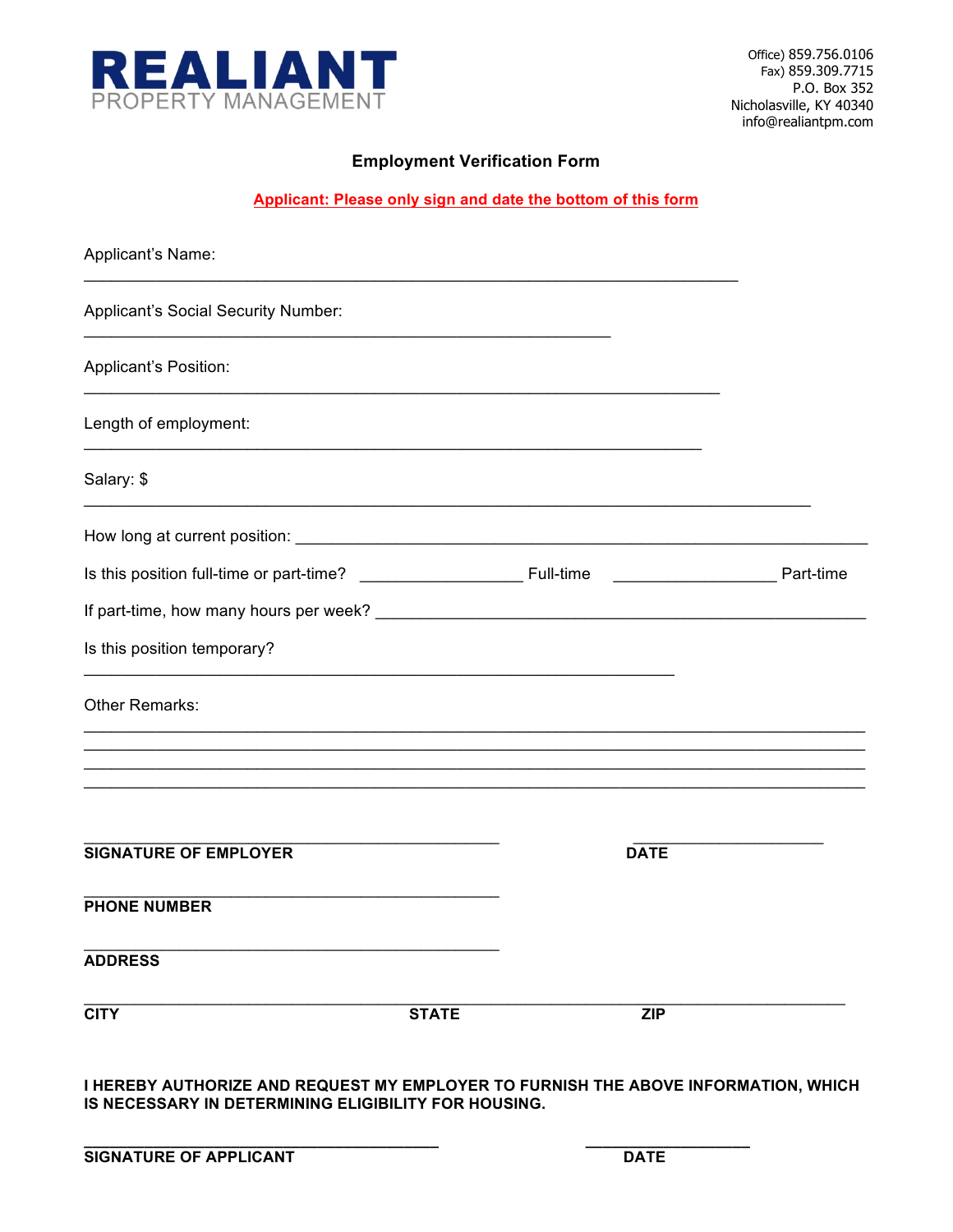**REALIANT**
PROPERTY MANAGEMENT

Office) 859.756.0106
Fax) 859.309.7715
P.O. Box 352
Nicholasville, KY 40340
info@realiantpm.com

## Employment Verification Form

**Applicant: Please only sign and date the bottom of this form**

Applicant's Name:

_______________________________________________________________________

Applicant's Social Security Number:

_________________________________________________________

Applicant's Position:

_____________________________________________________________________

Length of employment:

___________________________________________________________________

Salary: $

_______________________________________________________________________________

How long at current position: _______________________________________________________________

Is this position full-time or part-time? _________________ Full-time _________________ Part-time

If part-time, how many hours per week? _____________________________________________________

Is this position temporary?

________________________________________________________________

Other Remarks:

_____________________________________________________________________________________
_____________________________________________________________________________________
_____________________________________________________________________________________
_____________________________________________________________________________________

_____________________________________________ _____________________
**SIGNATURE OF EMPLOYER** **DATE**

_____________________________________________
**PHONE NUMBER**

_____________________________________________
**ADDRESS**

_____________________________________________________________________________________
**CITY** **STATE** **ZIP**

**I HEREBY AUTHORIZE AND REQUEST MY EMPLOYER TO FURNISH THE ABOVE INFORMATION, WHICH IS NECESSARY IN DETERMINING ELIGIBILITY FOR HOUSING.**

_______________________________________ __________________
**SIGNATURE OF APPLICANT** **DATE**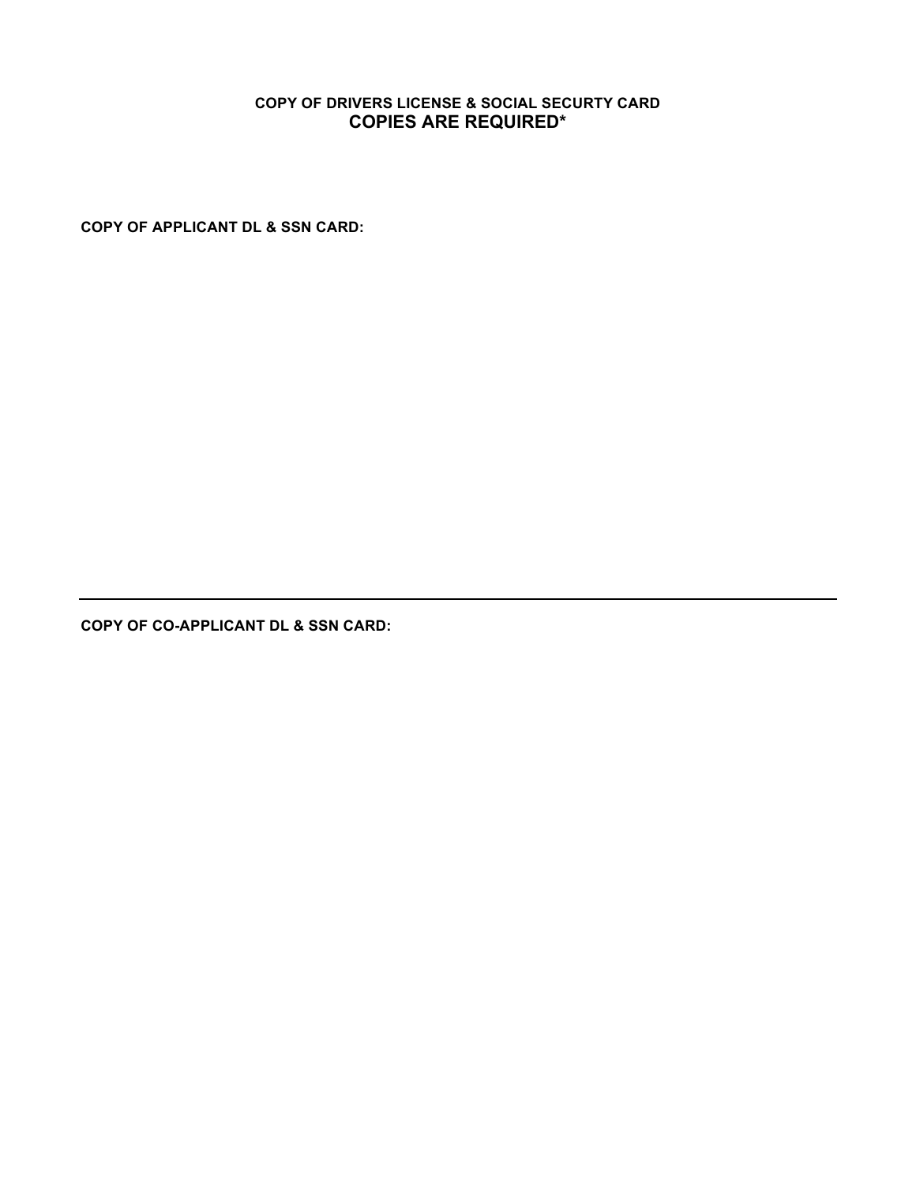**COPY OF DRIVERS LICENSE & SOCIAL SECURTY CARD**
**COPIES ARE REQUIRED***

**COPY OF APPLICANT DL & SSN CARD:**

---

**COPY OF CO-APPLICANT DL & SSN CARD:**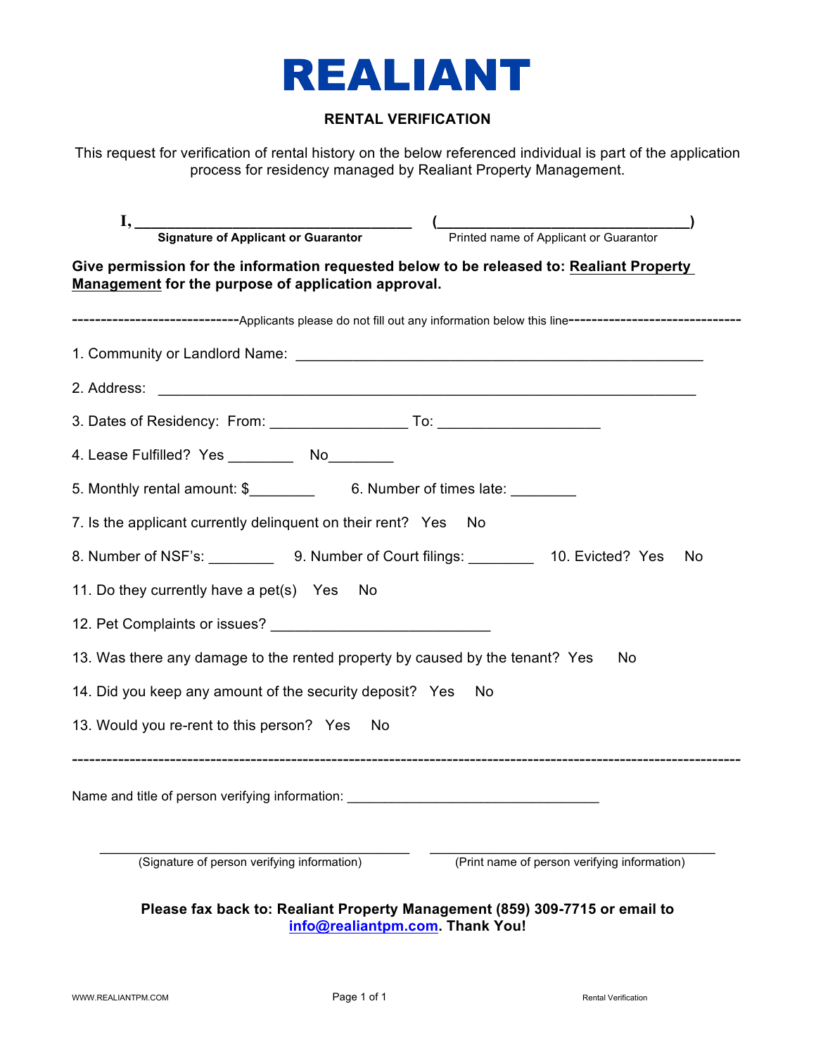# REALIANT

## RENTAL VERIFICATION

This request for verification of rental history on the below referenced individual is part of the application process for residency managed by Realiant Property Management.

I, ________________________________ (________________________________)
**Signature of Applicant or Guarantor** Printed name of Applicant or Guarantor

**Give permission for the information requested below to be released to: Realiant Property Management for the purpose of application approval.**

----------------------------Applicants please do not fill out any information below this line------------------------------

1. Community or Landlord Name: ____________________________________________________

2. Address: ____________________________________________________________________

3. Dates of Residency: From: ________________ To: ___________________

4. Lease Fulfilled? Yes ________ No________

5. Monthly rental amount: $________ 6. Number of times late: ________

7. Is the applicant currently delinquent on their rent? Yes No

8. Number of NSF's: ________ 9. Number of Court filings: ________ 10. Evicted? Yes No

11. Do they currently have a pet(s) Yes No

12. Pet Complaints or issues? __________________________

13. Was there any damage to the rented property by caused by the tenant? Yes No

14. Did you keep any amount of the security deposit? Yes No

13. Would you re-rent to this person? Yes No

---

Name and title of person verifying information: ________________________________

________________________________ ________________________________
(Signature of person verifying information) (Print name of person verifying information)

**Please fax back to: Realiant Property Management (859) 309-7715 or email to info@realiantpm.com. Thank You!**